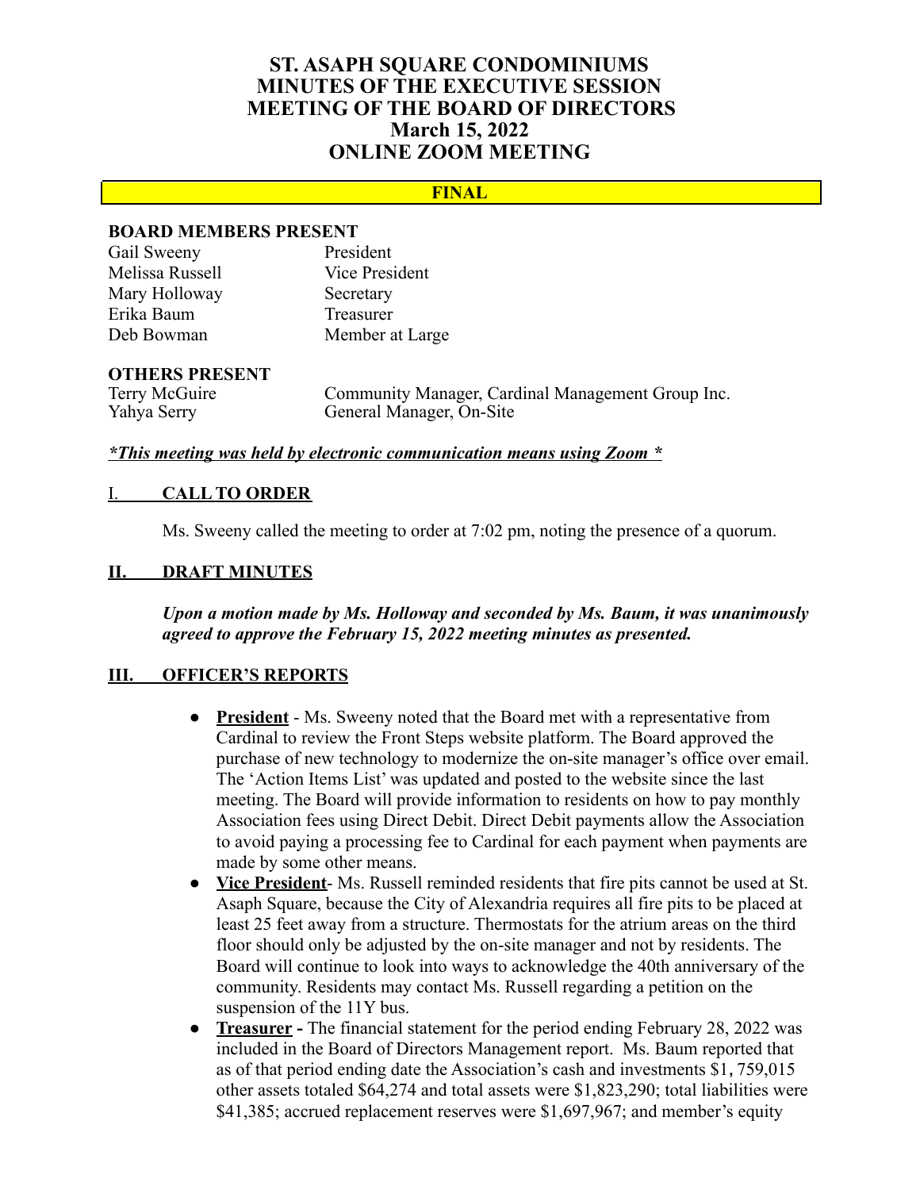# ST. ASAPH SQUARE CONDOMINIUMS
# MINUTES OF THE EXECUTIVE SESSION
# MEETING OF THE BOARD OF DIRECTORS
# March 15, 2022
# ONLINE ZOOM MEETING

**FINAL**

**BOARD MEMBERS PRESENT**

| | |
|---|---|
| Gail Sweeny | President |
| Melissa Russell | Vice President |
| Mary Holloway | Secretary |
| Erika Baum | Treasurer |
| Deb Bowman | Member at Large |

**OTHERS PRESENT**

| | |
|---|---|
| Terry McGuire | Community Manager, Cardinal Management Group Inc. |
| Yahya Serry | General Manager, On-Site |

***\*This meeting was held by electronic communication means using Zoom \****

## I. CALL TO ORDER

Ms. Sweeny called the meeting to order at 7:02 pm, noting the presence of a quorum.

## II. DRAFT MINUTES

***Upon a motion made by Ms. Holloway and seconded by Ms. Baum, it was unanimously agreed to approve the February 15, 2022 meeting minutes as presented.***

## III. OFFICER'S REPORTS

- **President** - Ms. Sweeny noted that the Board met with a representative from Cardinal to review the Front Steps website platform. The Board approved the purchase of new technology to modernize the on-site manager's office over email. The 'Action Items List' was updated and posted to the website since the last meeting. The Board will provide information to residents on how to pay monthly Association fees using Direct Debit. Direct Debit payments allow the Association to avoid paying a processing fee to Cardinal for each payment when payments are made by some other means.
- **Vice President**- Ms. Russell reminded residents that fire pits cannot be used at St. Asaph Square, because the City of Alexandria requires all fire pits to be placed at least 25 feet away from a structure. Thermostats for the atrium areas on the third floor should only be adjusted by the on-site manager and not by residents. The Board will continue to look into ways to acknowledge the 40th anniversary of the community. Residents may contact Ms. Russell regarding a petition on the suspension of the 11Y bus.
- **Treasurer -** The financial statement for the period ending February 28, 2022 was included in the Board of Directors Management report. Ms. Baum reported that as of that period ending date the Association's cash and investments $1, 759,015 other assets totaled $64,274 and total assets were $1,823,290; total liabilities were $41,385; accrued replacement reserves were $1,697,967; and member's equity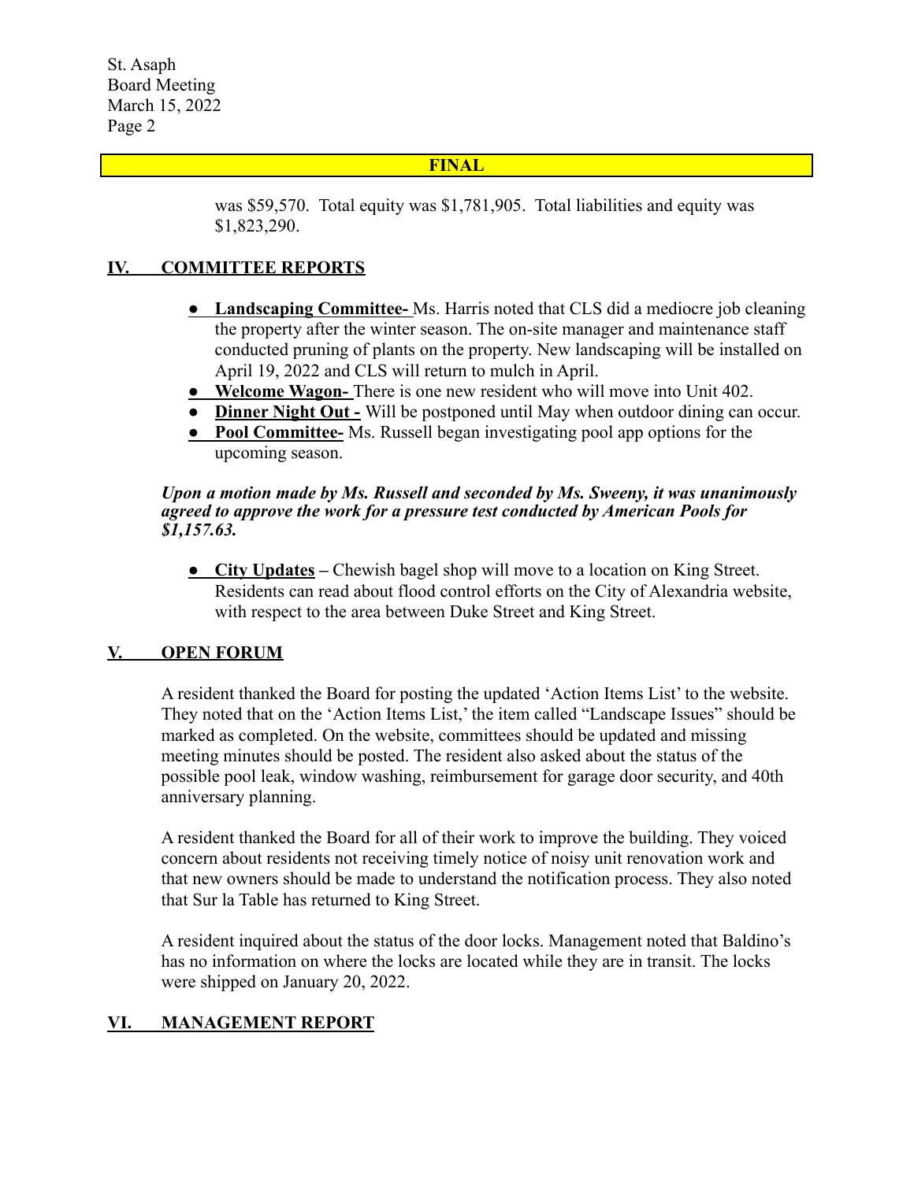**FINAL**

was $59,570. Total equity was $1,781,905. Total liabilities and equity was $1,823,290.

## IV. COMMITTEE REPORTS

- **Landscaping Committee-** Ms. Harris noted that CLS did a mediocre job cleaning the property after the winter season. The on-site manager and maintenance staff conducted pruning of plants on the property. New landscaping will be installed on April 19, 2022 and CLS will return to mulch in April.
- **Welcome Wagon-** There is one new resident who will move into Unit 402.
- **Dinner Night Out -** Will be postponed until May when outdoor dining can occur.
- **Pool Committee-** Ms. Russell began investigating pool app options for the upcoming season.

***Upon a motion made by Ms. Russell and seconded by Ms. Sweeny, it was unanimously agreed to approve the work for a pressure test conducted by American Pools for $1,157.63.***

- **City Updates** – Chewish bagel shop will move to a location on King Street. Residents can read about flood control efforts on the City of Alexandria website, with respect to the area between Duke Street and King Street.

## V. OPEN FORUM

A resident thanked the Board for posting the updated 'Action Items List' to the website. They noted that on the 'Action Items List,' the item called "Landscape Issues" should be marked as completed. On the website, committees should be updated and missing meeting minutes should be posted. The resident also asked about the status of the possible pool leak, window washing, reimbursement for garage door security, and 40th anniversary planning.

A resident thanked the Board for all of their work to improve the building. They voiced concern about residents not receiving timely notice of noisy unit renovation work and that new owners should be made to understand the notification process. They also noted that Sur la Table has returned to King Street.

A resident inquired about the status of the door locks. Management noted that Baldino's has no information on where the locks are located while they are in transit. The locks were shipped on January 20, 2022.

## VI. MANAGEMENT REPORT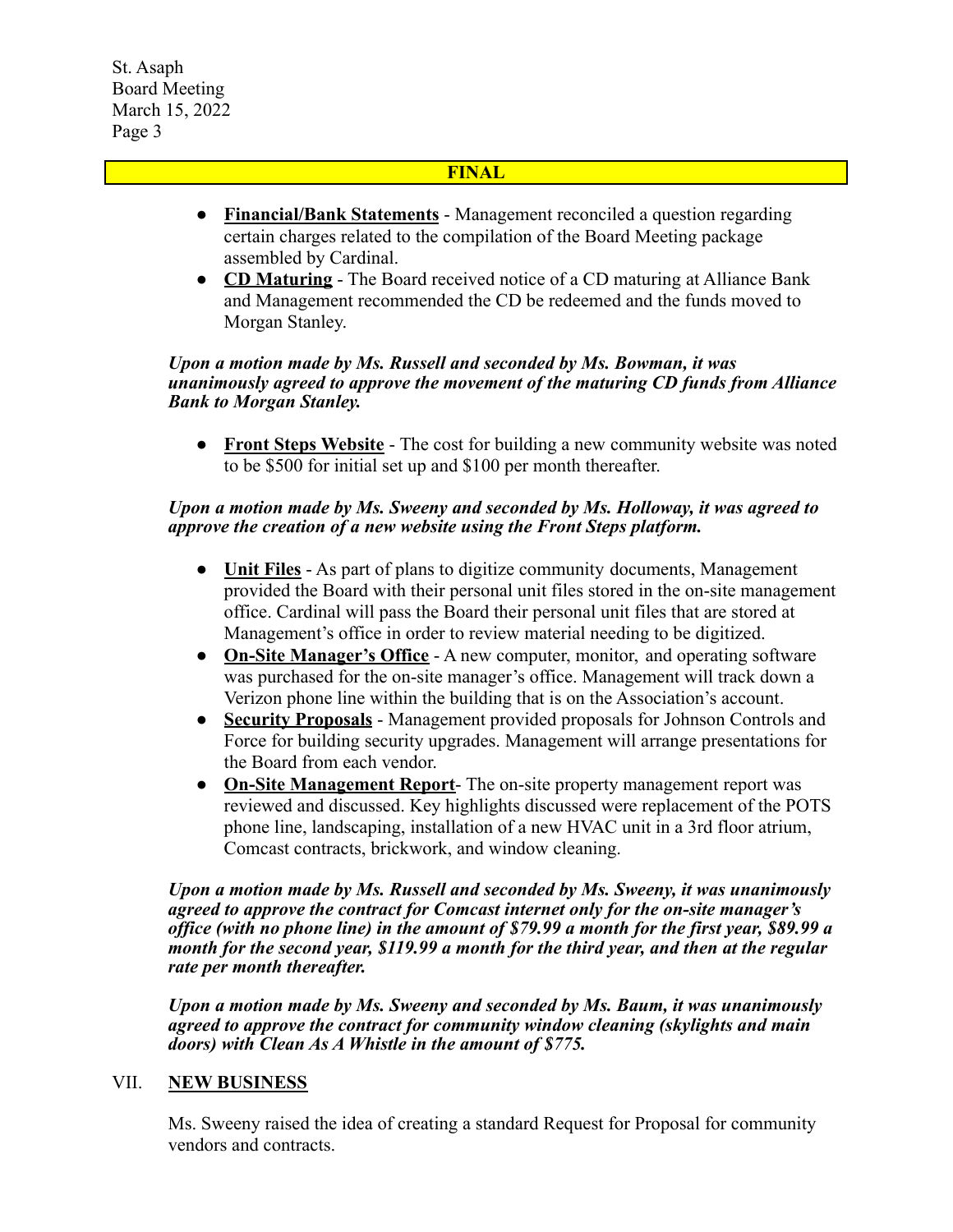**FINAL**

- **Financial/Bank Statements** - Management reconciled a question regarding certain charges related to the compilation of the Board Meeting package assembled by Cardinal.
- **CD Maturing** - The Board received notice of a CD maturing at Alliance Bank and Management recommended the CD be redeemed and the funds moved to Morgan Stanley.

***Upon a motion made by Ms. Russell and seconded by Ms. Bowman, it was unanimously agreed to approve the movement of the maturing CD funds from Alliance Bank to Morgan Stanley.***

- **Front Steps Website** - The cost for building a new community website was noted to be $500 for initial set up and $100 per month thereafter.

***Upon a motion made by Ms. Sweeny and seconded by Ms. Holloway, it was agreed to approve the creation of a new website using the Front Steps platform.***

- **Unit Files** - As part of plans to digitize community documents, Management provided the Board with their personal unit files stored in the on-site management office. Cardinal will pass the Board their personal unit files that are stored at Management's office in order to review material needing to be digitized.
- **On-Site Manager's Office** - A new computer, monitor, and operating software was purchased for the on-site manager's office. Management will track down a Verizon phone line within the building that is on the Association's account.
- **Security Proposals** - Management provided proposals for Johnson Controls and Force for building security upgrades. Management will arrange presentations for the Board from each vendor.
- **On-Site Management Report**- The on-site property management report was reviewed and discussed. Key highlights discussed were replacement of the POTS phone line, landscaping, installation of a new HVAC unit in a 3rd floor atrium, Comcast contracts, brickwork, and window cleaning.

***Upon a motion made by Ms. Russell and seconded by Ms. Sweeny, it was unanimously agreed to approve the contract for Comcast internet only for the on-site manager's office (with no phone line) in the amount of $79.99 a month for the first year, $89.99 a month for the second year, $119.99 a month for the third year, and then at the regular rate per month thereafter.***

***Upon a motion made by Ms. Sweeny and seconded by Ms. Baum, it was unanimously agreed to approve the contract for community window cleaning (skylights and main doors) with Clean As A Whistle in the amount of $775.***

## VII. NEW BUSINESS

Ms. Sweeny raised the idea of creating a standard Request for Proposal for community vendors and contracts.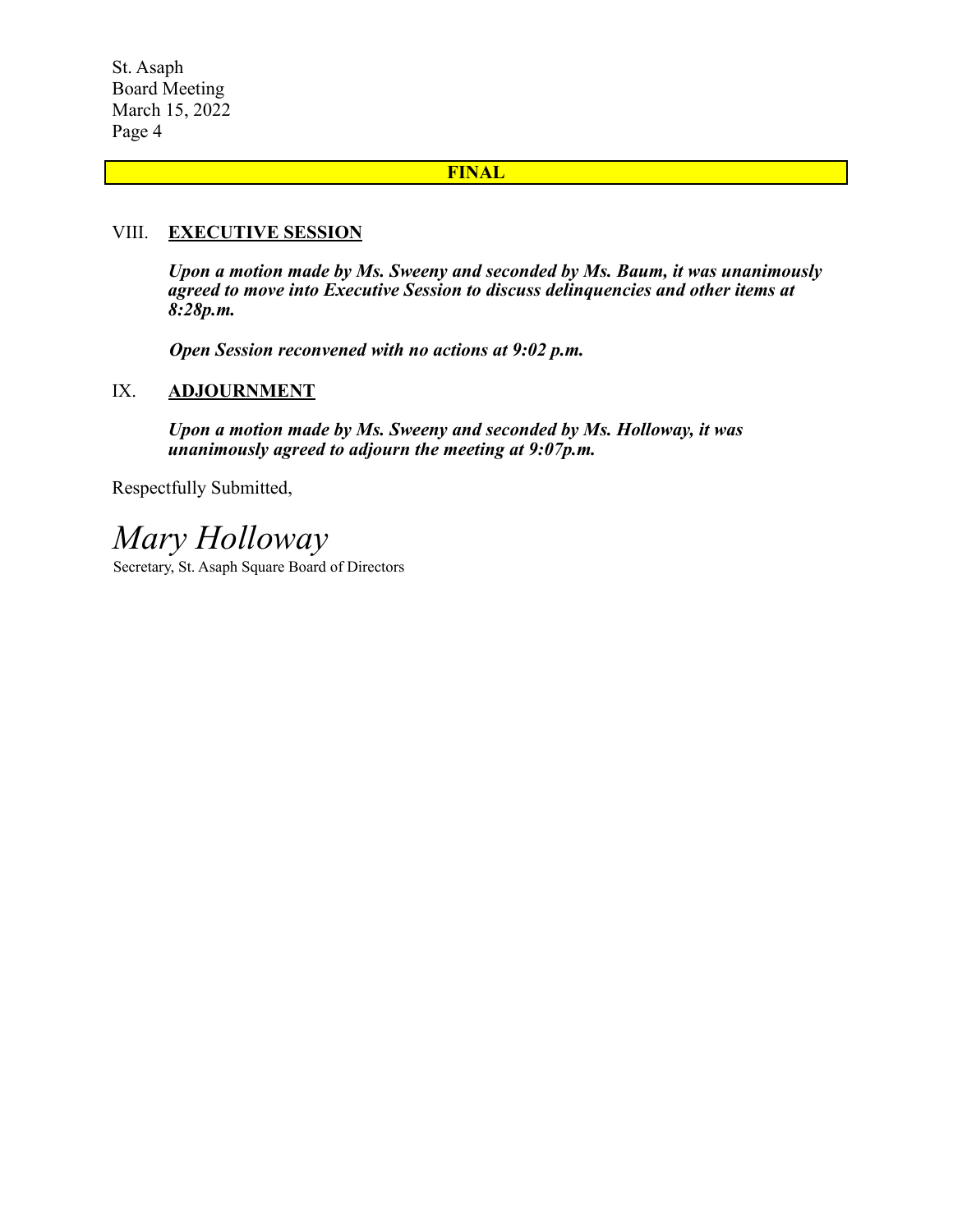**FINAL**

## VIII. EXECUTIVE SESSION

***Upon a motion made by Ms. Sweeny and seconded by Ms. Baum, it was unanimously agreed to move into Executive Session to discuss delinquencies and other items at 8:28p.m.***

***Open Session reconvened with no actions at 9:02 p.m.***

## IX. ADJOURNMENT

***Upon a motion made by Ms. Sweeny and seconded by Ms. Holloway, it was unanimously agreed to adjourn the meeting at 9:07p.m.***

Respectfully Submitted,

*Mary Holloway*

Secretary, St. Asaph Square Board of Directors